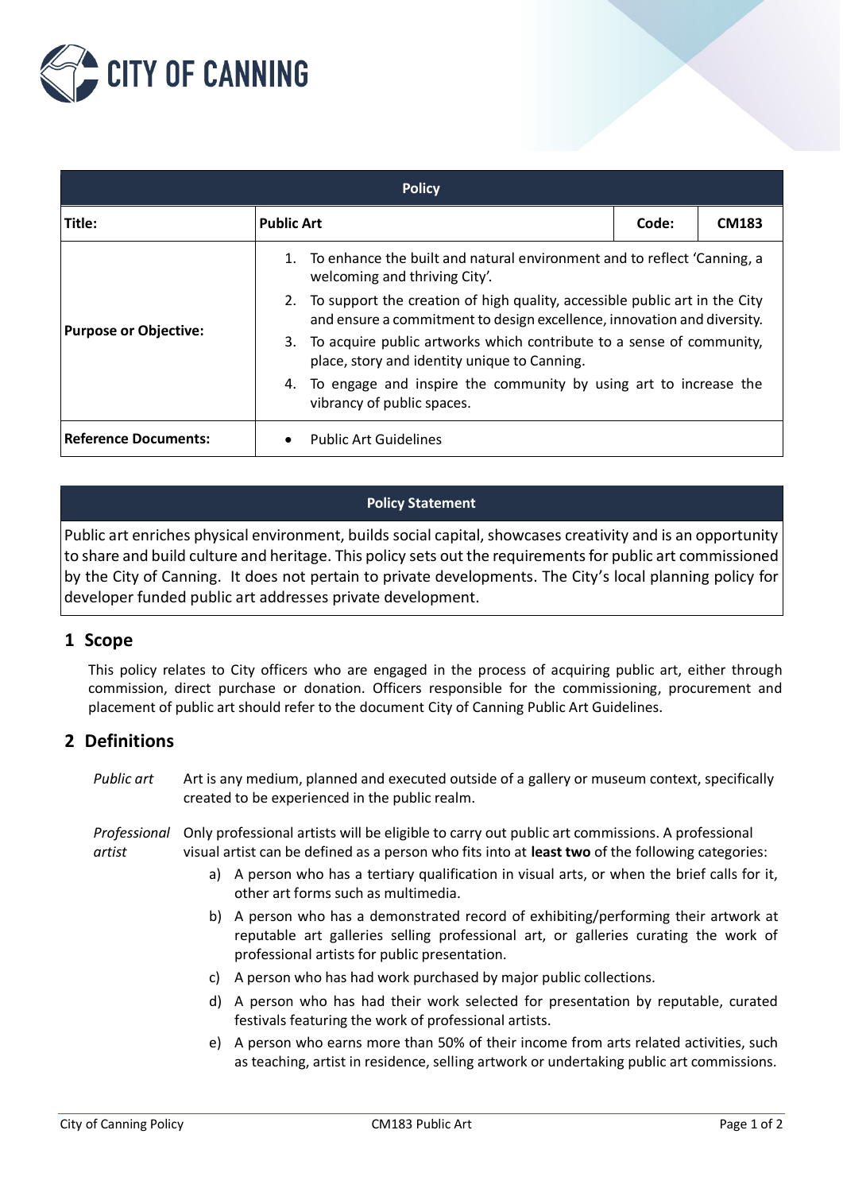CITY OF CANNING

| Policy | | | |
|---|---|---|---|
| **Title:** | **Public Art** | **Code:** | **CM183** |
| **Purpose or Objective:** | 1. To enhance the built and natural environment and to reflect 'Canning, a welcoming and thriving City'. 2. To support the creation of high quality, accessible public art in the City and ensure a commitment to design excellence, innovation and diversity. 3. To acquire public artworks which contribute to a sense of community, place, story and identity unique to Canning. 4. To engage and inspire the community by using art to increase the vibrancy of public spaces. | | |
| **Reference Documents:** | • Public Art Guidelines | | |

| Policy Statement |
|---|
| Public art enriches physical environment, builds social capital, showcases creativity and is an opportunity to share and build culture and heritage. This policy sets out the requirements for public art commissioned by the City of Canning. It does not pertain to private developments. The City's local planning policy for developer funded public art addresses private development. |

## 1 Scope

This policy relates to City officers who are engaged in the process of acquiring public art, either through commission, direct purchase or donation. Officers responsible for the commissioning, procurement and placement of public art should refer to the document City of Canning Public Art Guidelines.

## 2 Definitions

*Public art* — Art is any medium, planned and executed outside of a gallery or museum context, specifically created to be experienced in the public realm.

*Professional artist* — Only professional artists will be eligible to carry out public art commissions. A professional visual artist can be defined as a person who fits into at **least two** of the following categories:

a) A person who has a tertiary qualification in visual arts, or when the brief calls for it, other art forms such as multimedia.

b) A person who has a demonstrated record of exhibiting/performing their artwork at reputable art galleries selling professional art, or galleries curating the work of professional artists for public presentation.

c) A person who has had work purchased by major public collections.

d) A person who has had their work selected for presentation by reputable, curated festivals featuring the work of professional artists.

e) A person who earns more than 50% of their income from arts related activities, such as teaching, artist in residence, selling artwork or undertaking public art commissions.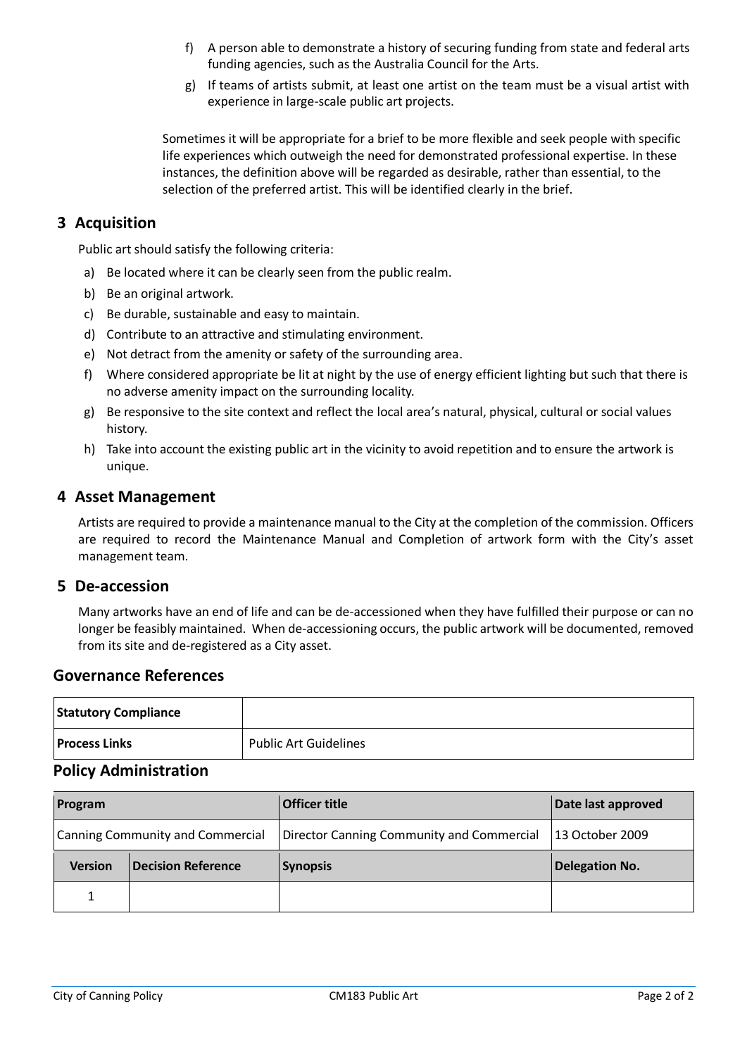f) A person able to demonstrate a history of securing funding from state and federal arts funding agencies, such as the Australia Council for the Arts.

g) If teams of artists submit, at least one artist on the team must be a visual artist with experience in large-scale public art projects.

Sometimes it will be appropriate for a brief to be more flexible and seek people with specific life experiences which outweigh the need for demonstrated professional expertise. In these instances, the definition above will be regarded as desirable, rather than essential, to the selection of the preferred artist. This will be identified clearly in the brief.

## 3 Acquisition

Public art should satisfy the following criteria:

a) Be located where it can be clearly seen from the public realm.

b) Be an original artwork.

c) Be durable, sustainable and easy to maintain.

d) Contribute to an attractive and stimulating environment.

e) Not detract from the amenity or safety of the surrounding area.

f) Where considered appropriate be lit at night by the use of energy efficient lighting but such that there is no adverse amenity impact on the surrounding locality.

g) Be responsive to the site context and reflect the local area's natural, physical, cultural or social values history.

h) Take into account the existing public art in the vicinity to avoid repetition and to ensure the artwork is unique.

## 4 Asset Management

Artists are required to provide a maintenance manual to the City at the completion of the commission. Officers are required to record the Maintenance Manual and Completion of artwork form with the City's asset management team.

## 5 De-accession

Many artworks have an end of life and can be de-accessioned when they have fulfilled their purpose or can no longer be feasibly maintained. When de-accessioning occurs, the public artwork will be documented, removed from its site and de-registered as a City asset.

## Governance References

| | |
|---|---|
| **Statutory Compliance** | |
| **Process Links** | Public Art Guidelines |

## Policy Administration

| **Program** | | **Officer title** | **Date last approved** |
|---|---|---|---|
| Canning Community and Commercial | | Director Canning Community and Commercial | 13 October 2009 |
| **Version** | **Decision Reference** | **Synopsis** | **Delegation No.** |
| 1 | | | |